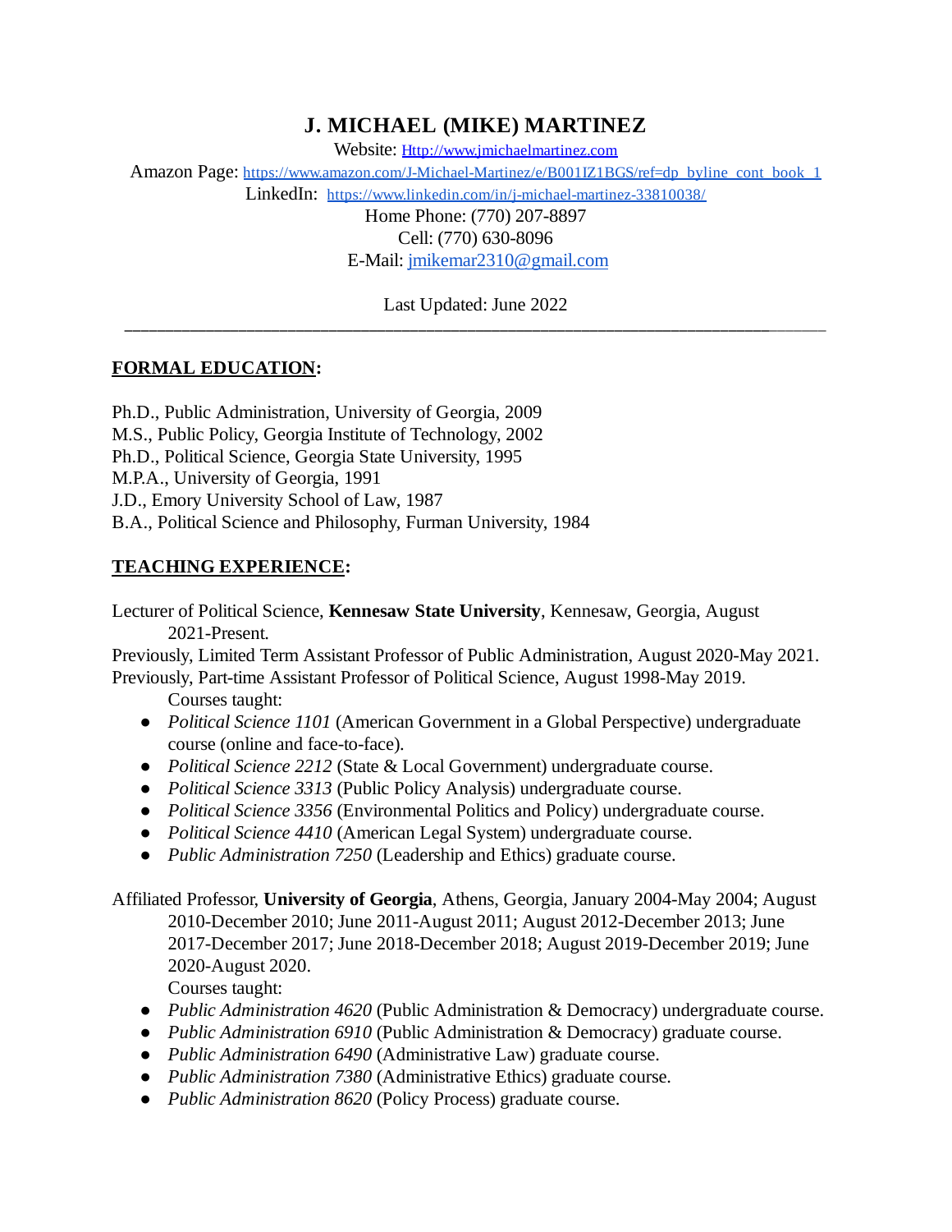# J. MICHAEL (MIKE) MARTINEZ

Website: Http://www.jmichaelmartinez.com

Amazon Page: https://www.amazon.com/J-Michael-Martinez/e/B001IZ1BGS/ref=dp_byline_cont_book_1

LinkedIn: https://www.linkedin.com/in/j-michael-martinez-33810038/

Home Phone: (770) 207-8897

Cell: (770) 630-8096

E-Mail: jmikemar2310@gmail.com

Last Updated: June 2022

---

## FORMAL EDUCATION:

Ph.D., Public Administration, University of Georgia, 2009
M.S., Public Policy, Georgia Institute of Technology, 2002
Ph.D., Political Science, Georgia State University, 1995
M.P.A., University of Georgia, 1991
J.D., Emory University School of Law, 1987
B.A., Political Science and Philosophy, Furman University, 1984

## TEACHING EXPERIENCE:

Lecturer of Political Science, **Kennesaw State University**, Kennesaw, Georgia, August 2021-Present.
Previously, Limited Term Assistant Professor of Public Administration, August 2020-May 2021.
Previously, Part-time Assistant Professor of Political Science, August 1998-May 2019.

Courses taught:

- *Political Science 1101* (American Government in a Global Perspective) undergraduate course (online and face-to-face).
- *Political Science 2212* (State & Local Government) undergraduate course.
- *Political Science 3313* (Public Policy Analysis) undergraduate course.
- *Political Science 3356* (Environmental Politics and Policy) undergraduate course.
- *Political Science 4410* (American Legal System) undergraduate course.
- *Public Administration 7250* (Leadership and Ethics) graduate course.

Affiliated Professor, **University of Georgia**, Athens, Georgia, January 2004-May 2004; August 2010-December 2010; June 2011-August 2011; August 2012-December 2013; June 2017-December 2017; June 2018-December 2018; August 2019-December 2019; June 2020-August 2020.

Courses taught:

- *Public Administration 4620* (Public Administration & Democracy) undergraduate course.
- *Public Administration 6910* (Public Administration & Democracy) graduate course.
- *Public Administration 6490* (Administrative Law) graduate course.
- *Public Administration 7380* (Administrative Ethics) graduate course.
- *Public Administration 8620* (Policy Process) graduate course.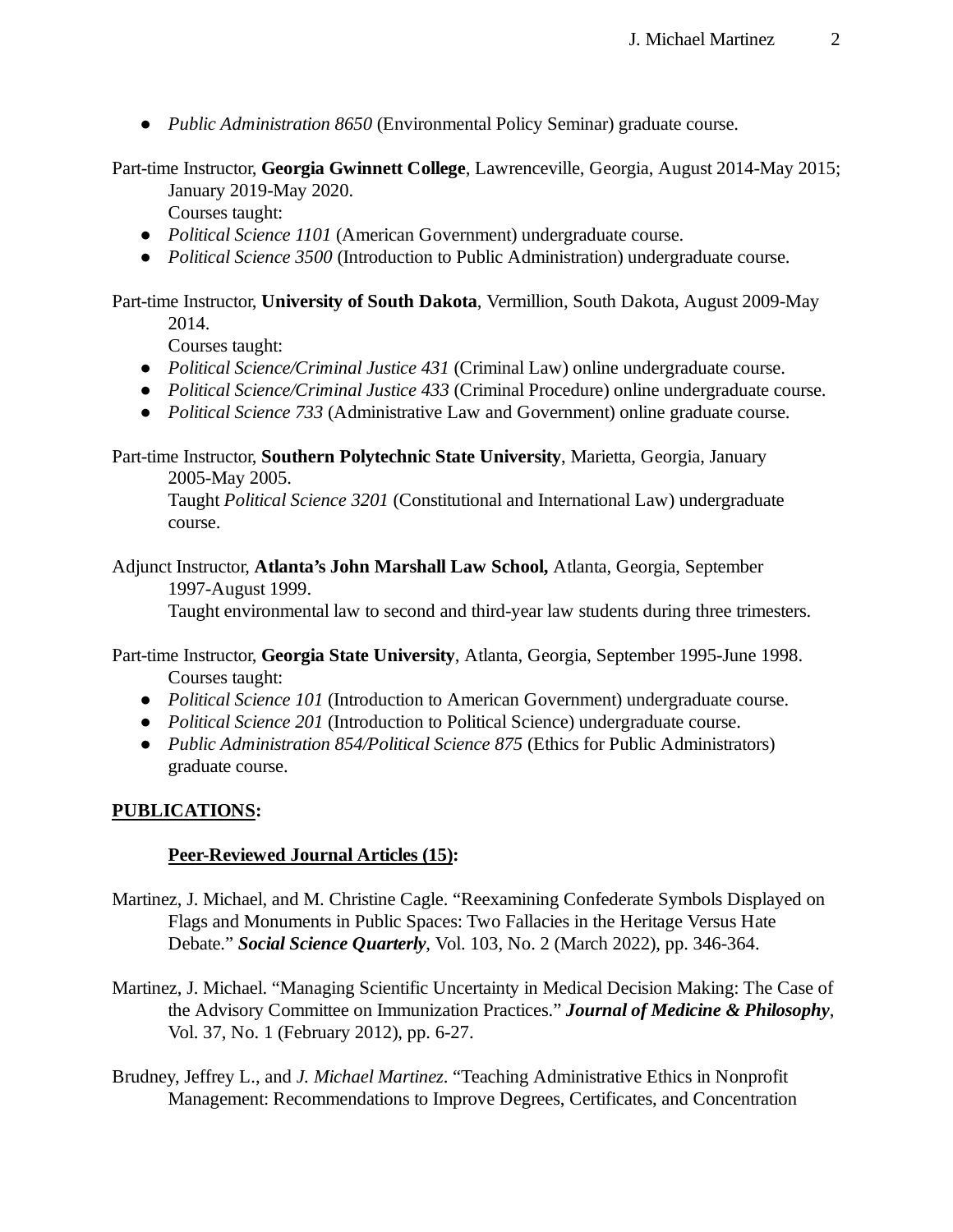- *Public Administration 8650* (Environmental Policy Seminar) graduate course.

Part-time Instructor, **Georgia Gwinnett College**, Lawrenceville, Georgia, August 2014-May 2015; January 2019-May 2020.
Courses taught:
- *Political Science 1101* (American Government) undergraduate course.
- *Political Science 3500* (Introduction to Public Administration) undergraduate course.

Part-time Instructor, **University of South Dakota**, Vermillion, South Dakota, August 2009-May 2014.
Courses taught:
- *Political Science/Criminal Justice 431* (Criminal Law) online undergraduate course.
- *Political Science/Criminal Justice 433* (Criminal Procedure) online undergraduate course.
- *Political Science 733* (Administrative Law and Government) online graduate course.

Part-time Instructor, **Southern Polytechnic State University**, Marietta, Georgia, January 2005-May 2005.
Taught *Political Science 3201* (Constitutional and International Law) undergraduate course.

Adjunct Instructor, **Atlanta's John Marshall Law School,** Atlanta, Georgia, September 1997-August 1999.
Taught environmental law to second and third-year law students during three trimesters.

Part-time Instructor, **Georgia State University**, Atlanta, Georgia, September 1995-June 1998.
Courses taught:
- *Political Science 101* (Introduction to American Government) undergraduate course.
- *Political Science 201* (Introduction to Political Science) undergraduate course.
- *Public Administration 854/Political Science 875* (Ethics for Public Administrators) graduate course.

## PUBLICATIONS:

### Peer-Reviewed Journal Articles (15):

Martinez, J. Michael, and M. Christine Cagle. "Reexamining Confederate Symbols Displayed on Flags and Monuments in Public Spaces: Two Fallacies in the Heritage Versus Hate Debate." ***Social Science Quarterly***, Vol. 103, No. 2 (March 2022), pp. 346-364.

Martinez, J. Michael. "Managing Scientific Uncertainty in Medical Decision Making: The Case of the Advisory Committee on Immunization Practices." ***Journal of Medicine & Philosophy***, Vol. 37, No. 1 (February 2012), pp. 6-27.

Brudney, Jeffrey L., and *J. Michael Martinez*. "Teaching Administrative Ethics in Nonprofit Management: Recommendations to Improve Degrees, Certificates, and Concentration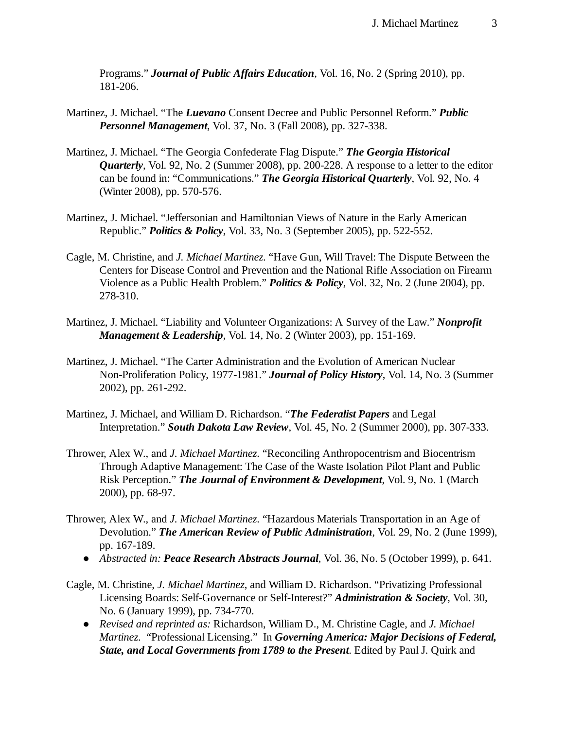Programs." ***Journal of Public Affairs Education***, Vol. 16, No. 2 (Spring 2010), pp. 181-206.

Martinez, J. Michael. "The ***Luevano*** Consent Decree and Public Personnel Reform." ***Public Personnel Management***, Vol. 37, No. 3 (Fall 2008), pp. 327-338.

Martinez, J. Michael. "The Georgia Confederate Flag Dispute." ***The Georgia Historical Quarterly***, Vol. 92, No. 2 (Summer 2008), pp. 200-228. A response to a letter to the editor can be found in: "Communications." ***The Georgia Historical Quarterly***, Vol. 92, No. 4 (Winter 2008), pp. 570-576.

Martinez, J. Michael. "Jeffersonian and Hamiltonian Views of Nature in the Early American Republic." ***Politics & Policy***, Vol. 33, No. 3 (September 2005), pp. 522-552.

Cagle, M. Christine, and *J. Michael Martinez*. "Have Gun, Will Travel: The Dispute Between the Centers for Disease Control and Prevention and the National Rifle Association on Firearm Violence as a Public Health Problem." ***Politics & Policy***, Vol. 32, No. 2 (June 2004), pp. 278-310.

Martinez, J. Michael. "Liability and Volunteer Organizations: A Survey of the Law." ***Nonprofit Management & Leadership***, Vol. 14, No. 2 (Winter 2003), pp. 151-169.

Martinez, J. Michael. "The Carter Administration and the Evolution of American Nuclear Non-Proliferation Policy, 1977-1981." ***Journal of Policy History***, Vol. 14, No. 3 (Summer 2002), pp. 261-292.

Martinez, J. Michael, and William D. Richardson. "***The Federalist Papers*** and Legal Interpretation." ***South Dakota Law Review***, Vol. 45, No. 2 (Summer 2000), pp. 307-333.

Thrower, Alex W., and *J. Michael Martinez*. "Reconciling Anthropocentrism and Biocentrism Through Adaptive Management: The Case of the Waste Isolation Pilot Plant and Public Risk Perception." ***The Journal of Environment & Development***, Vol. 9, No. 1 (March 2000), pp. 68-97.

Thrower, Alex W., and *J. Michael Martinez*. "Hazardous Materials Transportation in an Age of Devolution." ***The American Review of Public Administration***, Vol. 29, No. 2 (June 1999), pp. 167-189.

- *Abstracted in:* ***Peace Research Abstracts Journal***, Vol. 36, No. 5 (October 1999), p. 641.

Cagle, M. Christine, *J. Michael Martinez*, and William D. Richardson. "Privatizing Professional Licensing Boards: Self-Governance or Self-Interest?" ***Administration & Society***, Vol. 30, No. 6 (January 1999), pp. 734-770.

- *Revised and reprinted as:* Richardson, William D., M. Christine Cagle, and *J. Michael Martinez*. "Professional Licensing." In ***Governing America: Major Decisions of Federal, State, and Local Governments from 1789 to the Present***. Edited by Paul J. Quirk and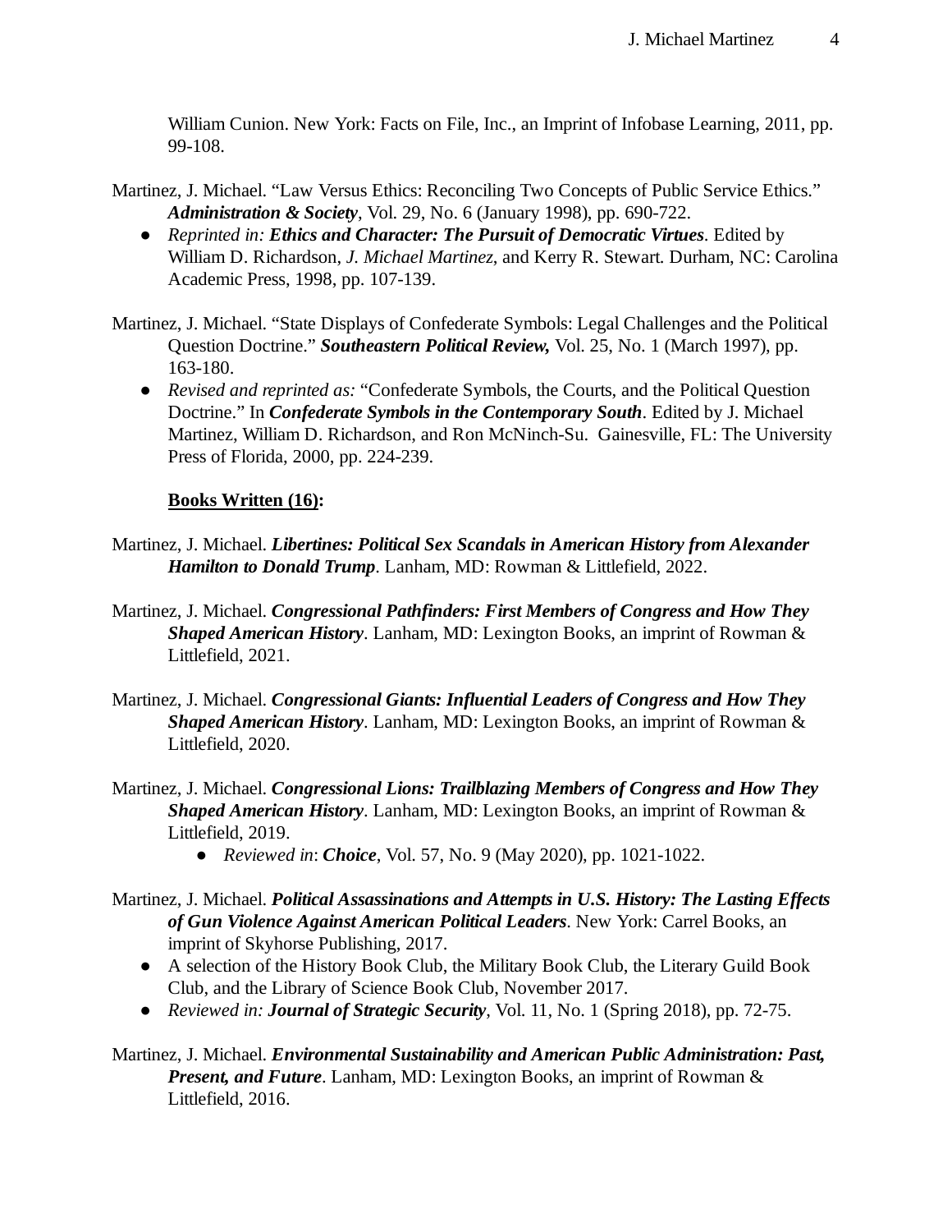William Cunion. New York: Facts on File, Inc., an Imprint of Infobase Learning, 2011, pp. 99-108.

Martinez, J. Michael. "Law Versus Ethics: Reconciling Two Concepts of Public Service Ethics." ***Administration & Society***, Vol. 29, No. 6 (January 1998), pp. 690-722.

- *Reprinted in:* ***Ethics and Character: The Pursuit of Democratic Virtues***. Edited by William D. Richardson, *J. Michael Martinez*, and Kerry R. Stewart. Durham, NC: Carolina Academic Press, 1998, pp. 107-139.

Martinez, J. Michael. "State Displays of Confederate Symbols: Legal Challenges and the Political Question Doctrine." ***Southeastern Political Review,*** Vol. 25, No. 1 (March 1997), pp. 163-180.

- *Revised and reprinted as:* "Confederate Symbols, the Courts, and the Political Question Doctrine." In ***Confederate Symbols in the Contemporary South***. Edited by J. Michael Martinez, William D. Richardson, and Ron McNinch-Su. Gainesville, FL: The University Press of Florida, 2000, pp. 224-239.

**<u>Books Written (16)</u>:**

Martinez, J. Michael. ***Libertines: Political Sex Scandals in American History from Alexander Hamilton to Donald Trump***. Lanham, MD: Rowman & Littlefield, 2022.

Martinez, J. Michael. ***Congressional Pathfinders: First Members of Congress and How They Shaped American History***. Lanham, MD: Lexington Books, an imprint of Rowman & Littlefield, 2021.

Martinez, J. Michael. ***Congressional Giants: Influential Leaders of Congress and How They Shaped American History***. Lanham, MD: Lexington Books, an imprint of Rowman & Littlefield, 2020.

Martinez, J. Michael. ***Congressional Lions: Trailblazing Members of Congress and How They Shaped American History***. Lanham, MD: Lexington Books, an imprint of Rowman & Littlefield, 2019.

- *Reviewed in*: ***Choice***, Vol. 57, No. 9 (May 2020), pp. 1021-1022.

Martinez, J. Michael. ***Political Assassinations and Attempts in U.S. History: The Lasting Effects of Gun Violence Against American Political Leaders***. New York: Carrel Books, an imprint of Skyhorse Publishing, 2017.

- A selection of the History Book Club, the Military Book Club, the Literary Guild Book Club, and the Library of Science Book Club, November 2017.
- *Reviewed in:* ***Journal of Strategic Security***, Vol. 11, No. 1 (Spring 2018), pp. 72-75.

Martinez, J. Michael. ***Environmental Sustainability and American Public Administration: Past, Present, and Future***. Lanham, MD: Lexington Books, an imprint of Rowman & Littlefield, 2016.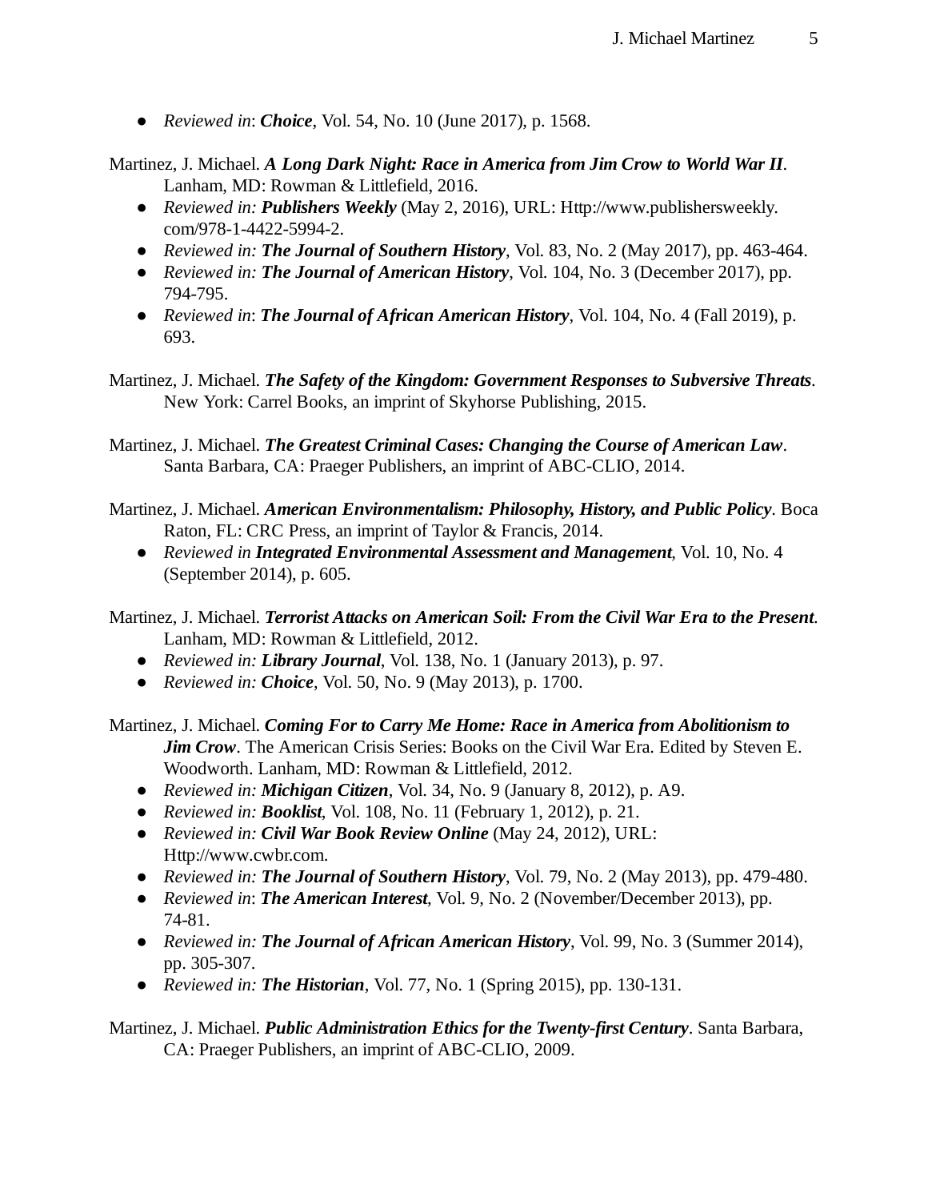- *Reviewed in*: ***Choice***, Vol. 54, No. 10 (June 2017), p. 1568.

Martinez, J. Michael. ***A Long Dark Night: Race in America from Jim Crow to World War II***. Lanham, MD: Rowman & Littlefield, 2016.

- *Reviewed in:* ***Publishers Weekly*** (May 2, 2016), URL: Http://www.publishersweekly.com/978-1-4422-5994-2.
- *Reviewed in:* ***The Journal of Southern History***, Vol. 83, No. 2 (May 2017), pp. 463-464.
- *Reviewed in:* ***The Journal of American History***, Vol. 104, No. 3 (December 2017), pp. 794-795.
- *Reviewed in*: ***The Journal of African American History***, Vol. 104, No. 4 (Fall 2019), p. 693.

Martinez, J. Michael. ***The Safety of the Kingdom: Government Responses to Subversive Threats***. New York: Carrel Books, an imprint of Skyhorse Publishing, 2015.

Martinez, J. Michael. ***The Greatest Criminal Cases: Changing the Course of American Law***. Santa Barbara, CA: Praeger Publishers, an imprint of ABC-CLIO, 2014.

Martinez, J. Michael. ***American Environmentalism: Philosophy, History, and Public Policy***. Boca Raton, FL: CRC Press, an imprint of Taylor & Francis, 2014.

- *Reviewed in* ***Integrated Environmental Assessment and Management***, Vol. 10, No. 4 (September 2014), p. 605.

Martinez, J. Michael. ***Terrorist Attacks on American Soil: From the Civil War Era to the Present***. Lanham, MD: Rowman & Littlefield, 2012.

- *Reviewed in:* ***Library Journal***, Vol. 138, No. 1 (January 2013), p. 97.
- *Reviewed in:* ***Choice***, Vol. 50, No. 9 (May 2013), p. 1700.

Martinez, J. Michael. ***Coming For to Carry Me Home: Race in America from Abolitionism to Jim Crow***. The American Crisis Series: Books on the Civil War Era. Edited by Steven E. Woodworth. Lanham, MD: Rowman & Littlefield, 2012.

- *Reviewed in:* ***Michigan Citizen***, Vol. 34, No. 9 (January 8, 2012), p. A9.
- *Reviewed in:* ***Booklist***, Vol. 108, No. 11 (February 1, 2012), p. 21.
- *Reviewed in:* ***Civil War Book Review Online*** (May 24, 2012), URL: Http://www.cwbr.com.
- *Reviewed in:* ***The Journal of Southern History***, Vol. 79, No. 2 (May 2013), pp. 479-480.
- *Reviewed in*: ***The American Interest***, Vol. 9, No. 2 (November/December 2013), pp. 74-81.
- *Reviewed in:* ***The Journal of African American History***, Vol. 99, No. 3 (Summer 2014), pp. 305-307.
- *Reviewed in:* ***The Historian***, Vol. 77, No. 1 (Spring 2015), pp. 130-131.

Martinez, J. Michael. ***Public Administration Ethics for the Twenty-first Century***. Santa Barbara, CA: Praeger Publishers, an imprint of ABC-CLIO, 2009.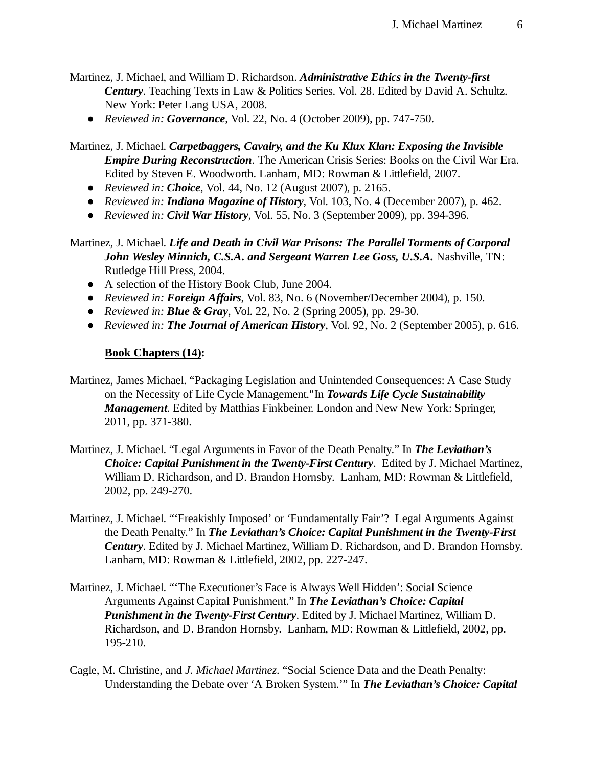Martinez, J. Michael, and William D. Richardson. ***Administrative Ethics in the Twenty-first Century***. Teaching Texts in Law & Politics Series. Vol. 28. Edited by David A. Schultz. New York: Peter Lang USA, 2008.

- *Reviewed in:* ***Governance***, Vol. 22, No. 4 (October 2009), pp. 747-750.

Martinez, J. Michael. ***Carpetbaggers, Cavalry, and the Ku Klux Klan: Exposing the Invisible Empire During Reconstruction***. The American Crisis Series: Books on the Civil War Era. Edited by Steven E. Woodworth. Lanham, MD: Rowman & Littlefield, 2007.

- *Reviewed in:* ***Choice***, Vol. 44, No. 12 (August 2007), p. 2165.
- *Reviewed in:* ***Indiana Magazine of History***, Vol. 103, No. 4 (December 2007), p. 462.
- *Reviewed in:* ***Civil War History***, Vol. 55, No. 3 (September 2009), pp. 394-396.

Martinez, J. Michael. ***Life and Death in Civil War Prisons: The Parallel Torments of Corporal John Wesley Minnich, C.S.A. and Sergeant Warren Lee Goss, U.S.A.*** Nashville, TN: Rutledge Hill Press, 2004.

- A selection of the History Book Club, June 2004.
- *Reviewed in:* ***Foreign Affairs***, Vol. 83, No. 6 (November/December 2004), p. 150.
- *Reviewed in:* ***Blue & Gray***, Vol. 22, No. 2 (Spring 2005), pp. 29-30.
- *Reviewed in:* ***The Journal of American History***, Vol. 92, No. 2 (September 2005), p. 616.

**Book Chapters (14):**

Martinez, James Michael. "Packaging Legislation and Unintended Consequences: A Case Study on the Necessity of Life Cycle Management."In ***Towards Life Cycle Sustainability Management***. Edited by Matthias Finkbeiner. London and New New York: Springer, 2011, pp. 371-380.

Martinez, J. Michael. "Legal Arguments in Favor of the Death Penalty." In ***The Leviathan's Choice: Capital Punishment in the Twenty-First Century***. Edited by J. Michael Martinez, William D. Richardson, and D. Brandon Hornsby. Lanham, MD: Rowman & Littlefield, 2002, pp. 249-270.

Martinez, J. Michael. "'Freakishly Imposed' or 'Fundamentally Fair'? Legal Arguments Against the Death Penalty." In ***The Leviathan's Choice: Capital Punishment in the Twenty-First Century***. Edited by J. Michael Martinez, William D. Richardson, and D. Brandon Hornsby. Lanham, MD: Rowman & Littlefield, 2002, pp. 227-247.

Martinez, J. Michael. "'The Executioner's Face is Always Well Hidden': Social Science Arguments Against Capital Punishment." In ***The Leviathan's Choice: Capital Punishment in the Twenty-First Century***. Edited by J. Michael Martinez, William D. Richardson, and D. Brandon Hornsby. Lanham, MD: Rowman & Littlefield, 2002, pp. 195-210.

Cagle, M. Christine, and *J. Michael Martinez*. "Social Science Data and the Death Penalty: Understanding the Debate over 'A Broken System.'" In ***The Leviathan's Choice: Capital***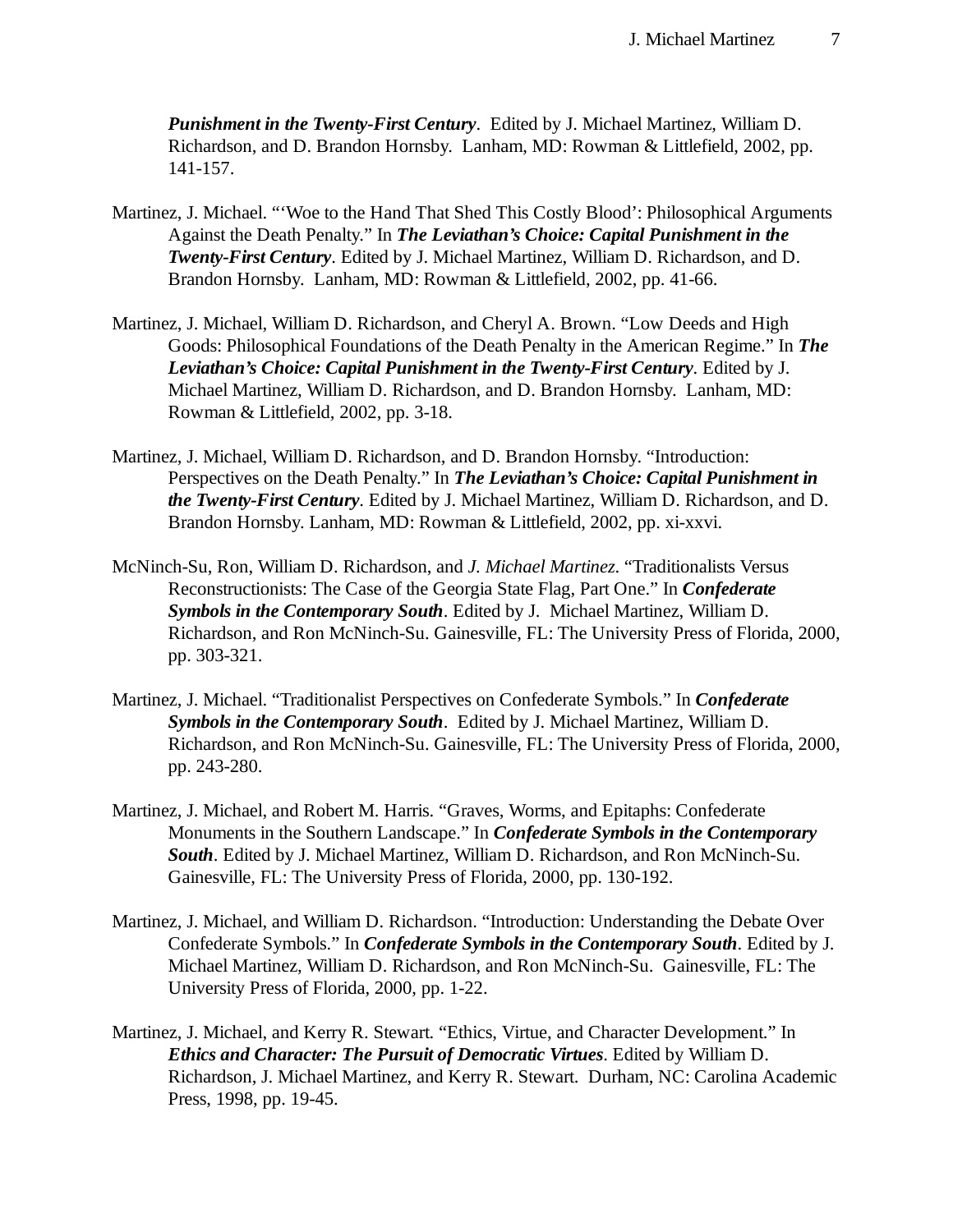***Punishment in the Twenty-First Century***. Edited by J. Michael Martinez, William D. Richardson, and D. Brandon Hornsby. Lanham, MD: Rowman & Littlefield, 2002, pp. 141-157.

Martinez, J. Michael. "'Woe to the Hand That Shed This Costly Blood': Philosophical Arguments Against the Death Penalty." In ***The Leviathan's Choice: Capital Punishment in the Twenty-First Century***. Edited by J. Michael Martinez, William D. Richardson, and D. Brandon Hornsby. Lanham, MD: Rowman & Littlefield, 2002, pp. 41-66.

Martinez, J. Michael, William D. Richardson, and Cheryl A. Brown. "Low Deeds and High Goods: Philosophical Foundations of the Death Penalty in the American Regime." In ***The Leviathan's Choice: Capital Punishment in the Twenty-First Century***. Edited by J. Michael Martinez, William D. Richardson, and D. Brandon Hornsby. Lanham, MD: Rowman & Littlefield, 2002, pp. 3-18.

Martinez, J. Michael, William D. Richardson, and D. Brandon Hornsby. "Introduction: Perspectives on the Death Penalty." In ***The Leviathan's Choice: Capital Punishment in the Twenty-First Century***. Edited by J. Michael Martinez, William D. Richardson, and D. Brandon Hornsby. Lanham, MD: Rowman & Littlefield, 2002, pp. xi-xxvi.

McNinch-Su, Ron, William D. Richardson, and *J. Michael Martinez*. "Traditionalists Versus Reconstructionists: The Case of the Georgia State Flag, Part One." In ***Confederate Symbols in the Contemporary South***. Edited by J. Michael Martinez, William D. Richardson, and Ron McNinch-Su. Gainesville, FL: The University Press of Florida, 2000, pp. 303-321.

Martinez, J. Michael. "Traditionalist Perspectives on Confederate Symbols." In ***Confederate Symbols in the Contemporary South***. Edited by J. Michael Martinez, William D. Richardson, and Ron McNinch-Su. Gainesville, FL: The University Press of Florida, 2000, pp. 243-280.

Martinez, J. Michael, and Robert M. Harris. "Graves, Worms, and Epitaphs: Confederate Monuments in the Southern Landscape." In ***Confederate Symbols in the Contemporary South***. Edited by J. Michael Martinez, William D. Richardson, and Ron McNinch-Su. Gainesville, FL: The University Press of Florida, 2000, pp. 130-192.

Martinez, J. Michael, and William D. Richardson. "Introduction: Understanding the Debate Over Confederate Symbols." In ***Confederate Symbols in the Contemporary South***. Edited by J. Michael Martinez, William D. Richardson, and Ron McNinch-Su. Gainesville, FL: The University Press of Florida, 2000, pp. 1-22.

Martinez, J. Michael, and Kerry R. Stewart. "Ethics, Virtue, and Character Development." In ***Ethics and Character: The Pursuit of Democratic Virtues***. Edited by William D. Richardson, J. Michael Martinez, and Kerry R. Stewart. Durham, NC: Carolina Academic Press, 1998, pp. 19-45.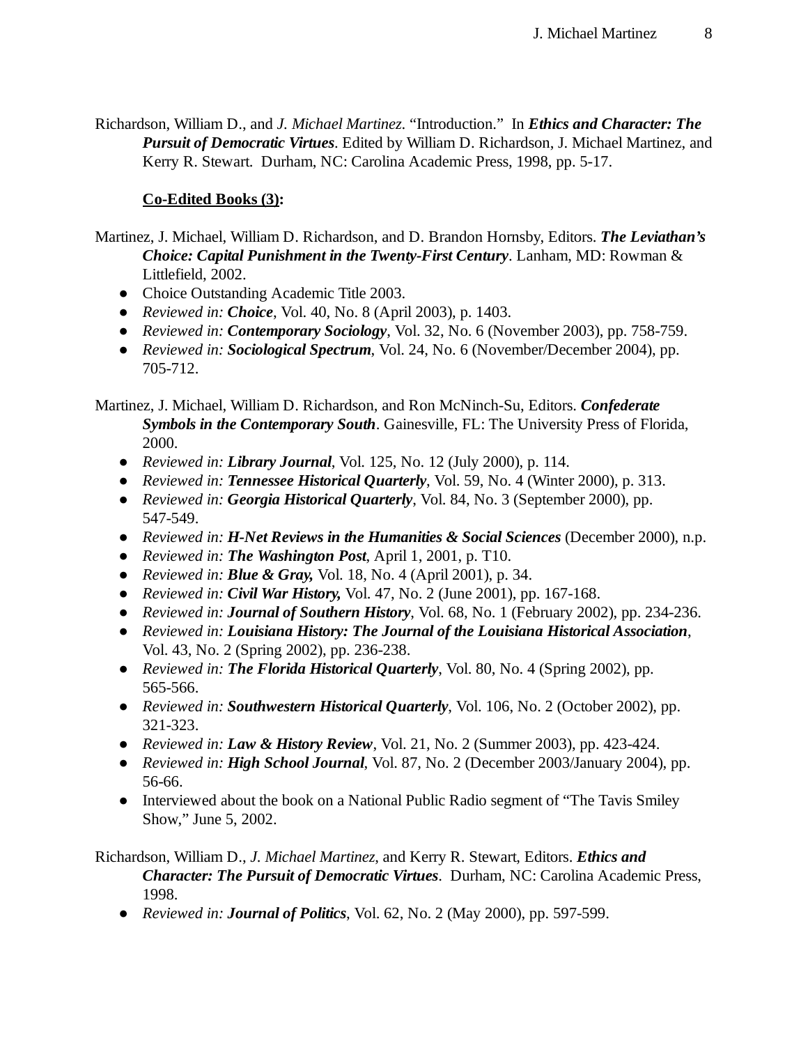Richardson, William D., and *J. Michael Martinez*. "Introduction." In ***Ethics and Character: The Pursuit of Democratic Virtues***. Edited by William D. Richardson, J. Michael Martinez, and Kerry R. Stewart. Durham, NC: Carolina Academic Press, 1998, pp. 5-17.

**Co-Edited Books (3):**

Martinez, J. Michael, William D. Richardson, and D. Brandon Hornsby, Editors. ***The Leviathan's Choice: Capital Punishment in the Twenty-First Century***. Lanham, MD: Rowman & Littlefield, 2002.

- Choice Outstanding Academic Title 2003.
- *Reviewed in:* ***Choice***, Vol. 40, No. 8 (April 2003), p. 1403.
- *Reviewed in:* ***Contemporary Sociology***, Vol. 32, No. 6 (November 2003), pp. 758-759.
- *Reviewed in:* ***Sociological Spectrum***, Vol. 24, No. 6 (November/December 2004), pp. 705-712.

Martinez, J. Michael, William D. Richardson, and Ron McNinch-Su, Editors. ***Confederate Symbols in the Contemporary South***. Gainesville, FL: The University Press of Florida, 2000.

- *Reviewed in:* ***Library Journal***, Vol. 125, No. 12 (July 2000), p. 114.
- *Reviewed in:* ***Tennessee Historical Quarterly***, Vol. 59, No. 4 (Winter 2000), p. 313.
- *Reviewed in:* ***Georgia Historical Quarterly***, Vol. 84, No. 3 (September 2000), pp. 547-549.
- *Reviewed in:* ***H-Net Reviews in the Humanities & Social Sciences*** (December 2000), n.p.
- *Reviewed in:* ***The Washington Post***, April 1, 2001, p. T10.
- *Reviewed in:* ***Blue & Gray,*** Vol. 18, No. 4 (April 2001), p. 34.
- *Reviewed in:* ***Civil War History,*** Vol. 47, No. 2 (June 2001), pp. 167-168.
- *Reviewed in:* ***Journal of Southern History***, Vol. 68, No. 1 (February 2002), pp. 234-236.
- *Reviewed in:* ***Louisiana History: The Journal of the Louisiana Historical Association***, Vol. 43, No. 2 (Spring 2002), pp. 236-238.
- *Reviewed in:* ***The Florida Historical Quarterly***, Vol. 80, No. 4 (Spring 2002), pp. 565-566.
- *Reviewed in:* ***Southwestern Historical Quarterly***, Vol. 106, No. 2 (October 2002), pp. 321-323.
- *Reviewed in:* ***Law & History Review***, Vol. 21, No. 2 (Summer 2003), pp. 423-424.
- *Reviewed in:* ***High School Journal***, Vol. 87, No. 2 (December 2003/January 2004), pp. 56-66.
- Interviewed about the book on a National Public Radio segment of "The Tavis Smiley Show," June 5, 2002.

Richardson, William D., *J. Michael Martinez*, and Kerry R. Stewart, Editors. ***Ethics and Character: The Pursuit of Democratic Virtues***. Durham, NC: Carolina Academic Press, 1998.

- *Reviewed in:* ***Journal of Politics***, Vol. 62, No. 2 (May 2000), pp. 597-599.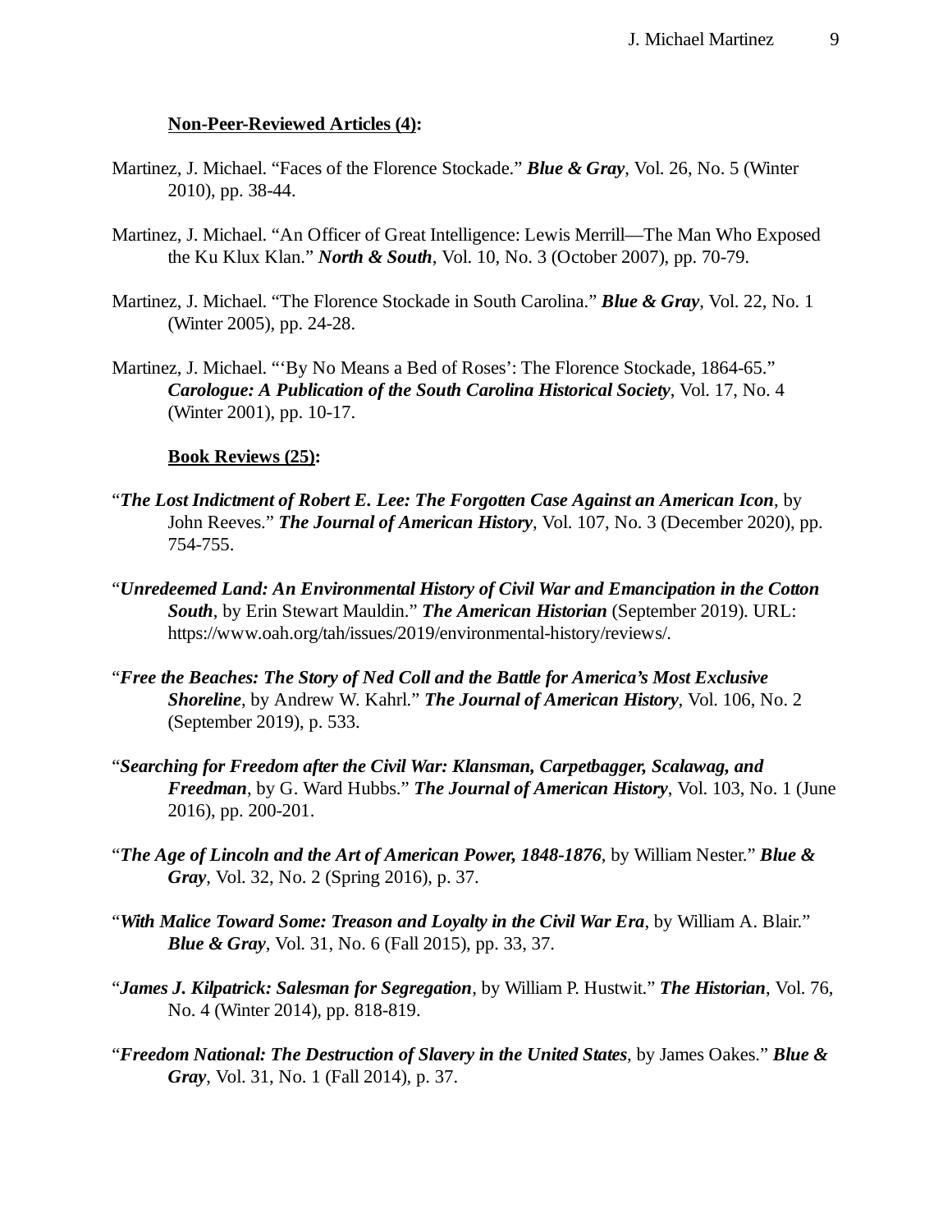**Non-Peer-Reviewed Articles (4):**

Martinez, J. Michael. "Faces of the Florence Stockade." ***Blue & Gray***, Vol. 26, No. 5 (Winter 2010), pp. 38-44.

Martinez, J. Michael. "An Officer of Great Intelligence: Lewis Merrill—The Man Who Exposed the Ku Klux Klan." ***North & South***, Vol. 10, No. 3 (October 2007), pp. 70-79.

Martinez, J. Michael. "The Florence Stockade in South Carolina." ***Blue & Gray***, Vol. 22, No. 1 (Winter 2005), pp. 24-28.

Martinez, J. Michael. "'By No Means a Bed of Roses': The Florence Stockade, 1864-65." ***Carologue: A Publication of the South Carolina Historical Society***, Vol. 17, No. 4 (Winter 2001), pp. 10-17.

**Book Reviews (25):**

"***The Lost Indictment of Robert E. Lee: The Forgotten Case Against an American Icon***, by John Reeves." ***The Journal of American History***, Vol. 107, No. 3 (December 2020), pp. 754-755.

"***Unredeemed Land: An Environmental History of Civil War and Emancipation in the Cotton South***, by Erin Stewart Mauldin." ***The American Historian*** (September 2019). URL: https://www.oah.org/tah/issues/2019/environmental-history/reviews/.

"***Free the Beaches: The Story of Ned Coll and the Battle for America's Most Exclusive Shoreline***, by Andrew W. Kahrl." ***The Journal of American History***, Vol. 106, No. 2 (September 2019), p. 533.

"***Searching for Freedom after the Civil War: Klansman, Carpetbagger, Scalawag, and Freedman***, by G. Ward Hubbs." ***The Journal of American History***, Vol. 103, No. 1 (June 2016), pp. 200-201.

"***The Age of Lincoln and the Art of American Power, 1848-1876***, by William Nester." ***Blue & Gray***, Vol. 32, No. 2 (Spring 2016), p. 37.

"***With Malice Toward Some: Treason and Loyalty in the Civil War Era***, by William A. Blair." ***Blue & Gray***, Vol. 31, No. 6 (Fall 2015), pp. 33, 37.

"***James J. Kilpatrick: Salesman for Segregation***, by William P. Hustwit." ***The Historian***, Vol. 76, No. 4 (Winter 2014), pp. 818-819.

"***Freedom National: The Destruction of Slavery in the United States***, by James Oakes." ***Blue & Gray***, Vol. 31, No. 1 (Fall 2014), p. 37.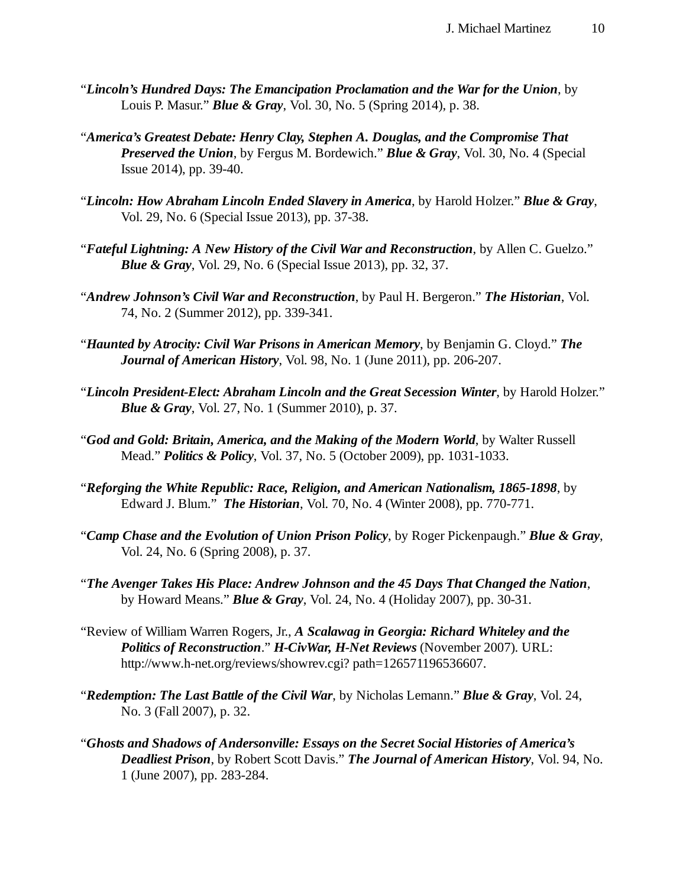"***Lincoln's Hundred Days: The Emancipation Proclamation and the War for the Union***, by Louis P. Masur." ***Blue & Gray***, Vol. 30, No. 5 (Spring 2014), p. 38.

"***America's Greatest Debate: Henry Clay, Stephen A. Douglas, and the Compromise That Preserved the Union***, by Fergus M. Bordewich." ***Blue & Gray***, Vol. 30, No. 4 (Special Issue 2014), pp. 39-40.

"***Lincoln: How Abraham Lincoln Ended Slavery in America***, by Harold Holzer." ***Blue & Gray***, Vol. 29, No. 6 (Special Issue 2013), pp. 37-38.

"***Fateful Lightning: A New History of the Civil War and Reconstruction***, by Allen C. Guelzo." ***Blue & Gray***, Vol. 29, No. 6 (Special Issue 2013), pp. 32, 37.

"***Andrew Johnson's Civil War and Reconstruction***, by Paul H. Bergeron." ***The Historian***, Vol. 74, No. 2 (Summer 2012), pp. 339-341.

"***Haunted by Atrocity: Civil War Prisons in American Memory***, by Benjamin G. Cloyd." ***The Journal of American History***, Vol. 98, No. 1 (June 2011), pp. 206-207.

"***Lincoln President-Elect: Abraham Lincoln and the Great Secession Winter***, by Harold Holzer." ***Blue & Gray***, Vol. 27, No. 1 (Summer 2010), p. 37.

"***God and Gold: Britain, America, and the Making of the Modern World***, by Walter Russell Mead." ***Politics & Policy***, Vol. 37, No. 5 (October 2009), pp. 1031-1033.

"***Reforging the White Republic: Race, Religion, and American Nationalism, 1865-1898***, by Edward J. Blum." ***The Historian***, Vol. 70, No. 4 (Winter 2008), pp. 770-771.

"***Camp Chase and the Evolution of Union Prison Policy***, by Roger Pickenpaugh." ***Blue & Gray***, Vol. 24, No. 6 (Spring 2008), p. 37.

"***The Avenger Takes His Place: Andrew Johnson and the 45 Days That Changed the Nation***, by Howard Means." ***Blue & Gray***, Vol. 24, No. 4 (Holiday 2007), pp. 30-31.

"Review of William Warren Rogers, Jr., ***A Scalawag in Georgia: Richard Whiteley and the Politics of Reconstruction***." ***H-CivWar, H-Net Reviews*** (November 2007). URL: http://www.h-net.org/reviews/showrev.cgi? path=126571196536607.

"***Redemption: The Last Battle of the Civil War***, by Nicholas Lemann." ***Blue & Gray***, Vol. 24, No. 3 (Fall 2007), p. 32.

"***Ghosts and Shadows of Andersonville: Essays on the Secret Social Histories of America's Deadliest Prison***, by Robert Scott Davis." ***The Journal of American History***, Vol. 94, No. 1 (June 2007), pp. 283-284.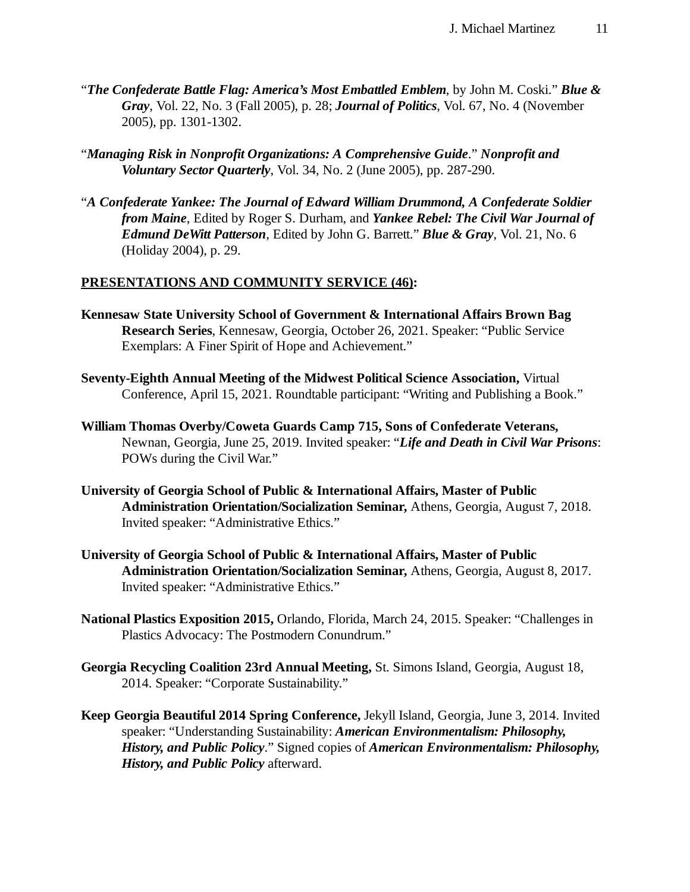"*The Confederate Battle Flag: America's Most Embattled Emblem*, by John M. Coski." ***Blue & Gray***, Vol. 22, No. 3 (Fall 2005), p. 28; ***Journal of Politics***, Vol. 67, No. 4 (November 2005), pp. 1301-1302.

"*Managing Risk in Nonprofit Organizations: A Comprehensive Guide*." ***Nonprofit and Voluntary Sector Quarterly***, Vol. 34, No. 2 (June 2005), pp. 287-290.

"***A Confederate Yankee: The Journal of Edward William Drummond, A Confederate Soldier from Maine***, Edited by Roger S. Durham, and ***Yankee Rebel: The Civil War Journal of Edmund DeWitt Patterson***, Edited by John G. Barrett." ***Blue & Gray***, Vol. 21, No. 6 (Holiday 2004), p. 29.

## PRESENTATIONS AND COMMUNITY SERVICE (46):

**Kennesaw State University School of Government & International Affairs Brown Bag Research Series**, Kennesaw, Georgia, October 26, 2021. Speaker: "Public Service Exemplars: A Finer Spirit of Hope and Achievement."

**Seventy-Eighth Annual Meeting of the Midwest Political Science Association,** Virtual Conference, April 15, 2021. Roundtable participant: "Writing and Publishing a Book."

**William Thomas Overby/Coweta Guards Camp 715, Sons of Confederate Veterans,** Newnan, Georgia, June 25, 2019. Invited speaker: "***Life and Death in Civil War Prisons***: POWs during the Civil War."

**University of Georgia School of Public & International Affairs, Master of Public Administration Orientation/Socialization Seminar,** Athens, Georgia, August 7, 2018. Invited speaker: "Administrative Ethics."

**University of Georgia School of Public & International Affairs, Master of Public Administration Orientation/Socialization Seminar,** Athens, Georgia, August 8, 2017. Invited speaker: "Administrative Ethics."

**National Plastics Exposition 2015,** Orlando, Florida, March 24, 2015. Speaker: "Challenges in Plastics Advocacy: The Postmodern Conundrum."

**Georgia Recycling Coalition 23rd Annual Meeting,** St. Simons Island, Georgia, August 18, 2014. Speaker: "Corporate Sustainability."

**Keep Georgia Beautiful 2014 Spring Conference,** Jekyll Island, Georgia, June 3, 2014. Invited speaker: "Understanding Sustainability: ***American Environmentalism: Philosophy, History, and Public Policy***." Signed copies of ***American Environmentalism: Philosophy, History, and Public Policy*** afterward.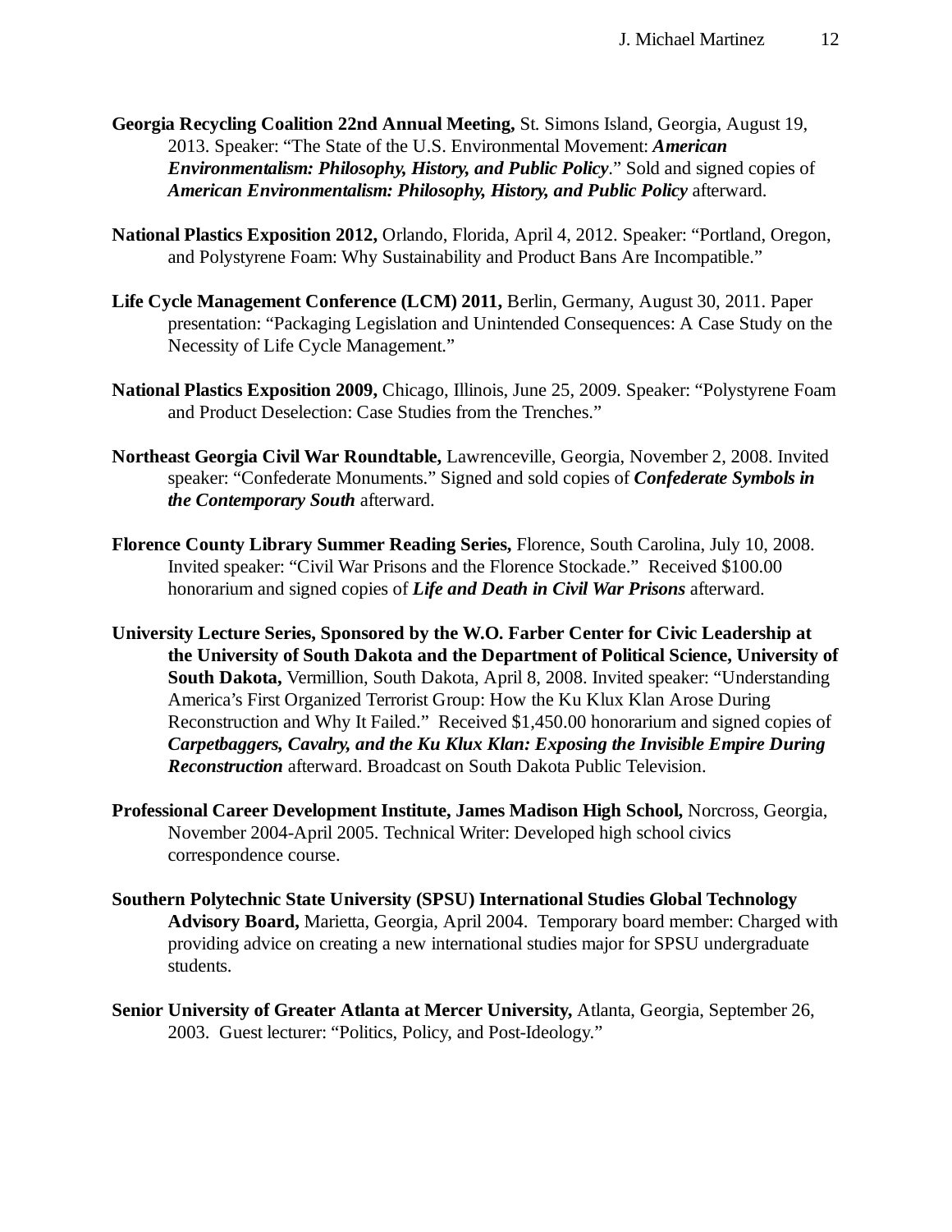**Georgia Recycling Coalition 22nd Annual Meeting,** St. Simons Island, Georgia, August 19, 2013. Speaker: "The State of the U.S. Environmental Movement: ***American Environmentalism: Philosophy, History, and Public Policy***." Sold and signed copies of ***American Environmentalism: Philosophy, History, and Public Policy*** afterward.

**National Plastics Exposition 2012,** Orlando, Florida, April 4, 2012. Speaker: "Portland, Oregon, and Polystyrene Foam: Why Sustainability and Product Bans Are Incompatible."

**Life Cycle Management Conference (LCM) 2011,** Berlin, Germany, August 30, 2011. Paper presentation: "Packaging Legislation and Unintended Consequences: A Case Study on the Necessity of Life Cycle Management."

**National Plastics Exposition 2009,** Chicago, Illinois, June 25, 2009. Speaker: "Polystyrene Foam and Product Deselection: Case Studies from the Trenches."

**Northeast Georgia Civil War Roundtable,** Lawrenceville, Georgia, November 2, 2008. Invited speaker: "Confederate Monuments." Signed and sold copies of ***Confederate Symbols in the Contemporary South*** afterward.

**Florence County Library Summer Reading Series,** Florence, South Carolina, July 10, 2008. Invited speaker: "Civil War Prisons and the Florence Stockade." Received $100.00 honorarium and signed copies of ***Life and Death in Civil War Prisons*** afterward.

**University Lecture Series, Sponsored by the W.O. Farber Center for Civic Leadership at the University of South Dakota and the Department of Political Science, University of South Dakota,** Vermillion, South Dakota, April 8, 2008. Invited speaker: "Understanding America's First Organized Terrorist Group: How the Ku Klux Klan Arose During Reconstruction and Why It Failed." Received $1,450.00 honorarium and signed copies of ***Carpetbaggers, Cavalry, and the Ku Klux Klan: Exposing the Invisible Empire During Reconstruction*** afterward. Broadcast on South Dakota Public Television.

**Professional Career Development Institute, James Madison High School,** Norcross, Georgia, November 2004-April 2005. Technical Writer: Developed high school civics correspondence course.

**Southern Polytechnic State University (SPSU) International Studies Global Technology Advisory Board,** Marietta, Georgia, April 2004. Temporary board member: Charged with providing advice on creating a new international studies major for SPSU undergraduate students.

**Senior University of Greater Atlanta at Mercer University,** Atlanta, Georgia, September 26, 2003. Guest lecturer: "Politics, Policy, and Post-Ideology."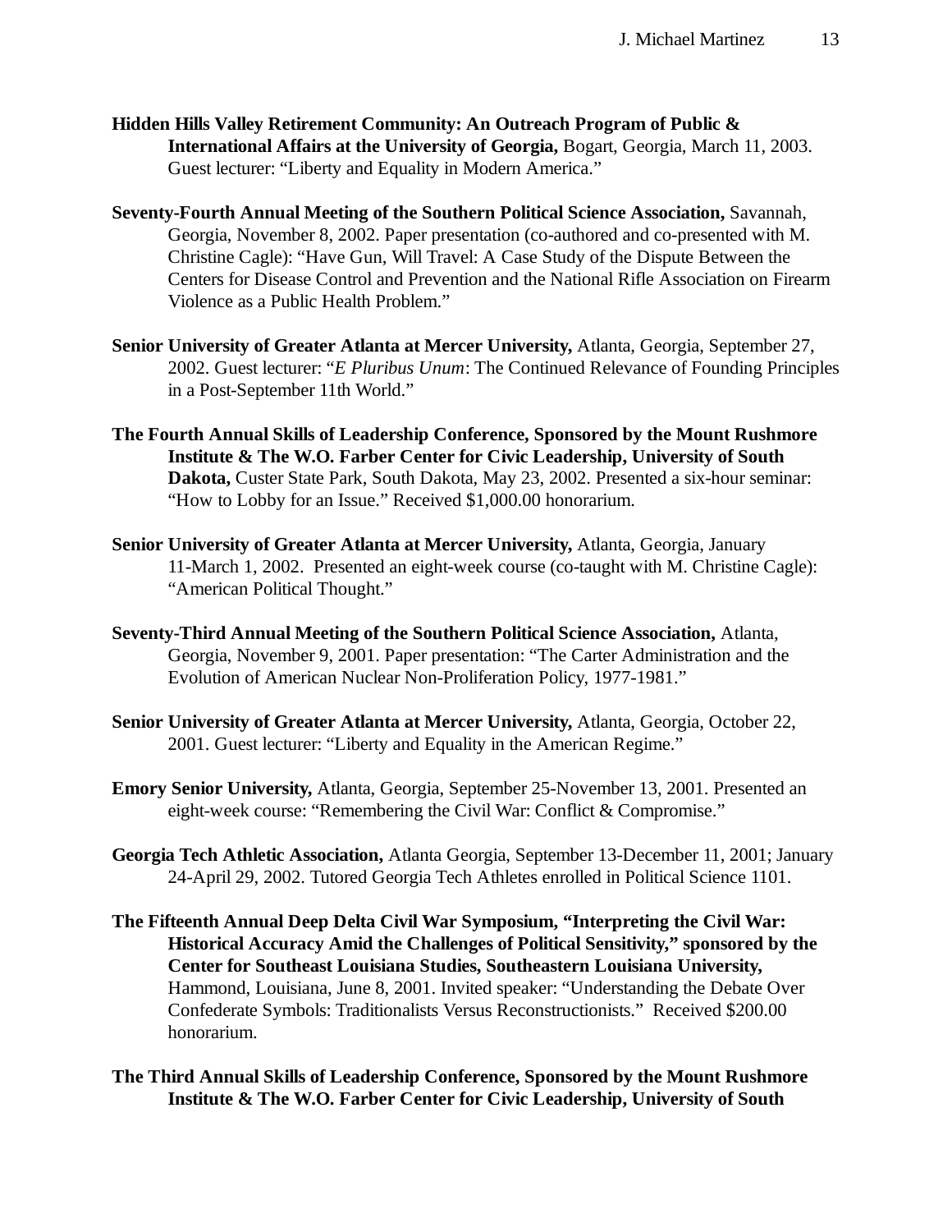**Hidden Hills Valley Retirement Community: An Outreach Program of Public & International Affairs at the University of Georgia,** Bogart, Georgia, March 11, 2003. Guest lecturer: "Liberty and Equality in Modern America."

**Seventy-Fourth Annual Meeting of the Southern Political Science Association,** Savannah, Georgia, November 8, 2002. Paper presentation (co-authored and co-presented with M. Christine Cagle): "Have Gun, Will Travel: A Case Study of the Dispute Between the Centers for Disease Control and Prevention and the National Rifle Association on Firearm Violence as a Public Health Problem."

**Senior University of Greater Atlanta at Mercer University,** Atlanta, Georgia, September 27, 2002. Guest lecturer: "*E Pluribus Unum*: The Continued Relevance of Founding Principles in a Post-September 11th World."

**The Fourth Annual Skills of Leadership Conference, Sponsored by the Mount Rushmore Institute & The W.O. Farber Center for Civic Leadership, University of South Dakota,** Custer State Park, South Dakota, May 23, 2002. Presented a six-hour seminar: "How to Lobby for an Issue." Received $1,000.00 honorarium.

**Senior University of Greater Atlanta at Mercer University,** Atlanta, Georgia, January 11-March 1, 2002. Presented an eight-week course (co-taught with M. Christine Cagle): "American Political Thought."

**Seventy-Third Annual Meeting of the Southern Political Science Association,** Atlanta, Georgia, November 9, 2001. Paper presentation: "The Carter Administration and the Evolution of American Nuclear Non-Proliferation Policy, 1977-1981."

**Senior University of Greater Atlanta at Mercer University,** Atlanta, Georgia, October 22, 2001. Guest lecturer: "Liberty and Equality in the American Regime."

**Emory Senior University,** Atlanta, Georgia, September 25-November 13, 2001. Presented an eight-week course: "Remembering the Civil War: Conflict & Compromise."

**Georgia Tech Athletic Association,** Atlanta Georgia, September 13-December 11, 2001; January 24-April 29, 2002. Tutored Georgia Tech Athletes enrolled in Political Science 1101.

**The Fifteenth Annual Deep Delta Civil War Symposium, "Interpreting the Civil War: Historical Accuracy Amid the Challenges of Political Sensitivity," sponsored by the Center for Southeast Louisiana Studies, Southeastern Louisiana University,** Hammond, Louisiana, June 8, 2001. Invited speaker: "Understanding the Debate Over Confederate Symbols: Traditionalists Versus Reconstructionists." Received $200.00 honorarium.

**The Third Annual Skills of Leadership Conference, Sponsored by the Mount Rushmore Institute & The W.O. Farber Center for Civic Leadership, University of South**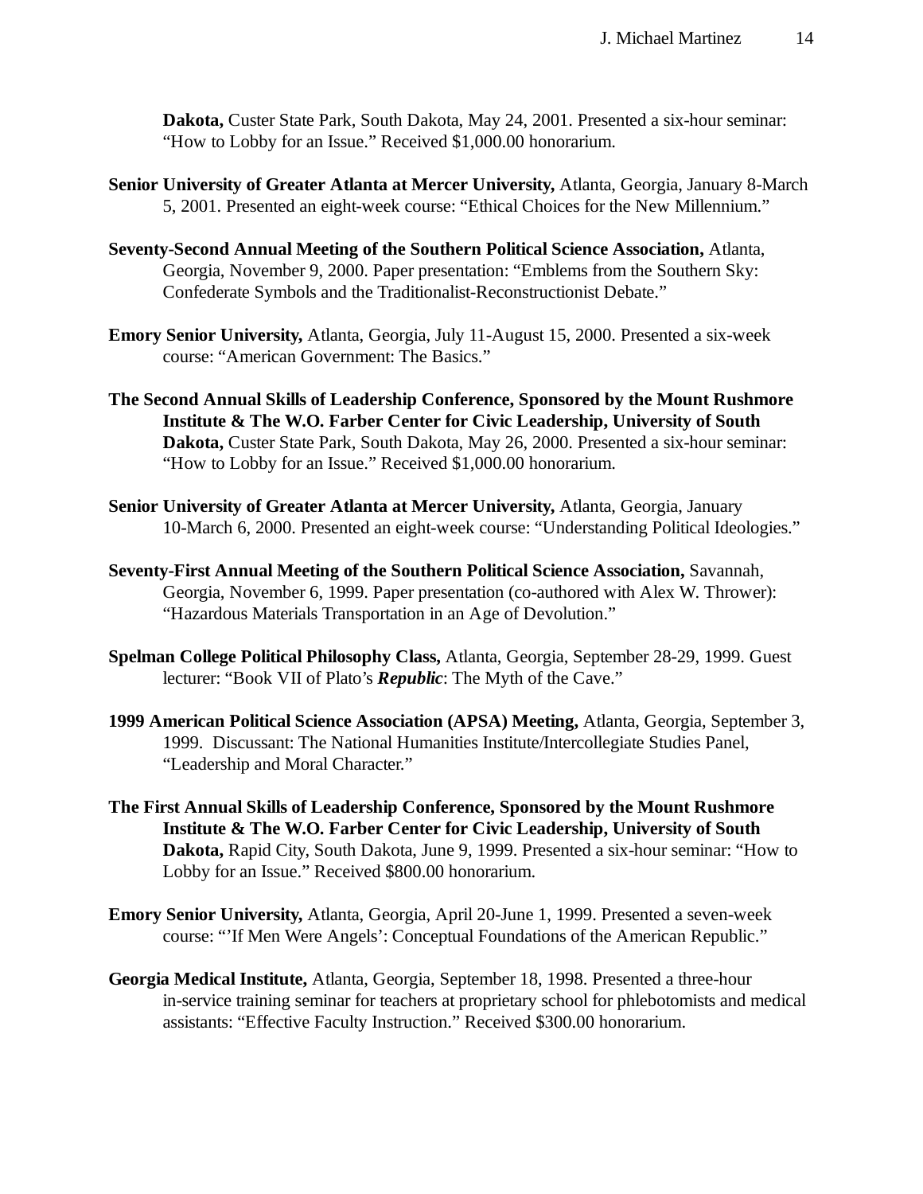**Dakota,** Custer State Park, South Dakota, May 24, 2001. Presented a six-hour seminar: "How to Lobby for an Issue." Received $1,000.00 honorarium.

**Senior University of Greater Atlanta at Mercer University,** Atlanta, Georgia, January 8-March 5, 2001. Presented an eight-week course: "Ethical Choices for the New Millennium."

**Seventy-Second Annual Meeting of the Southern Political Science Association,** Atlanta, Georgia, November 9, 2000. Paper presentation: "Emblems from the Southern Sky: Confederate Symbols and the Traditionalist-Reconstructionist Debate."

**Emory Senior University,** Atlanta, Georgia, July 11-August 15, 2000. Presented a six-week course: "American Government: The Basics."

**The Second Annual Skills of Leadership Conference, Sponsored by the Mount Rushmore Institute & The W.O. Farber Center for Civic Leadership, University of South Dakota,** Custer State Park, South Dakota, May 26, 2000. Presented a six-hour seminar: "How to Lobby for an Issue." Received $1,000.00 honorarium.

**Senior University of Greater Atlanta at Mercer University,** Atlanta, Georgia, January 10-March 6, 2000. Presented an eight-week course: "Understanding Political Ideologies."

**Seventy-First Annual Meeting of the Southern Political Science Association,** Savannah, Georgia, November 6, 1999. Paper presentation (co-authored with Alex W. Thrower): "Hazardous Materials Transportation in an Age of Devolution."

**Spelman College Political Philosophy Class,** Atlanta, Georgia, September 28-29, 1999. Guest lecturer: "Book VII of Plato's ***Republic***: The Myth of the Cave."

**1999 American Political Science Association (APSA) Meeting,** Atlanta, Georgia, September 3, 1999. Discussant: The National Humanities Institute/Intercollegiate Studies Panel, "Leadership and Moral Character."

**The First Annual Skills of Leadership Conference, Sponsored by the Mount Rushmore Institute & The W.O. Farber Center for Civic Leadership, University of South Dakota,** Rapid City, South Dakota, June 9, 1999. Presented a six-hour seminar: "How to Lobby for an Issue." Received $800.00 honorarium.

**Emory Senior University,** Atlanta, Georgia, April 20-June 1, 1999. Presented a seven-week course: "'If Men Were Angels': Conceptual Foundations of the American Republic."

**Georgia Medical Institute,** Atlanta, Georgia, September 18, 1998. Presented a three-hour in-service training seminar for teachers at proprietary school for phlebotomists and medical assistants: "Effective Faculty Instruction." Received $300.00 honorarium.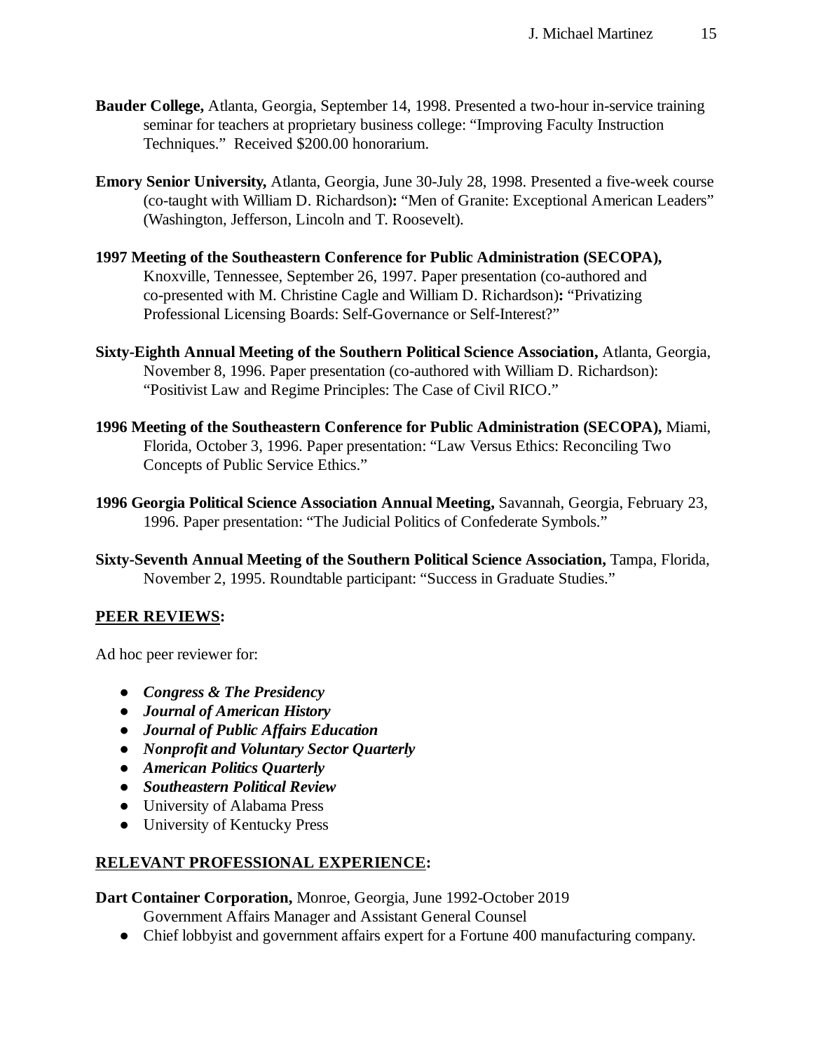**Bauder College,** Atlanta, Georgia, September 14, 1998. Presented a two-hour in-service training seminar for teachers at proprietary business college: "Improving Faculty Instruction Techniques." Received $200.00 honorarium.

**Emory Senior University,** Atlanta, Georgia, June 30-July 28, 1998. Presented a five-week course (co-taught with William D. Richardson)**:** "Men of Granite: Exceptional American Leaders" (Washington, Jefferson, Lincoln and T. Roosevelt).

**1997 Meeting of the Southeastern Conference for Public Administration (SECOPA),** Knoxville, Tennessee, September 26, 1997. Paper presentation (co-authored and co-presented with M. Christine Cagle and William D. Richardson)**:** "Privatizing Professional Licensing Boards: Self-Governance or Self-Interest?"

**Sixty-Eighth Annual Meeting of the Southern Political Science Association,** Atlanta, Georgia, November 8, 1996. Paper presentation (co-authored with William D. Richardson): "Positivist Law and Regime Principles: The Case of Civil RICO."

**1996 Meeting of the Southeastern Conference for Public Administration (SECOPA),** Miami, Florida, October 3, 1996. Paper presentation: "Law Versus Ethics: Reconciling Two Concepts of Public Service Ethics."

**1996 Georgia Political Science Association Annual Meeting,** Savannah, Georgia, February 23, 1996. Paper presentation: "The Judicial Politics of Confederate Symbols."

**Sixty-Seventh Annual Meeting of the Southern Political Science Association,** Tampa, Florida, November 2, 1995. Roundtable participant: "Success in Graduate Studies."

## PEER REVIEWS:

Ad hoc peer reviewer for:

- ***Congress & The Presidency***
- ***Journal of American History***
- ***Journal of Public Affairs Education***
- ***Nonprofit and Voluntary Sector Quarterly***
- ***American Politics Quarterly***
- ***Southeastern Political Review***
- University of Alabama Press
- University of Kentucky Press

## RELEVANT PROFESSIONAL EXPERIENCE:

**Dart Container Corporation,** Monroe, Georgia, June 1992-October 2019
Government Affairs Manager and Assistant General Counsel

- Chief lobbyist and government affairs expert for a Fortune 400 manufacturing company.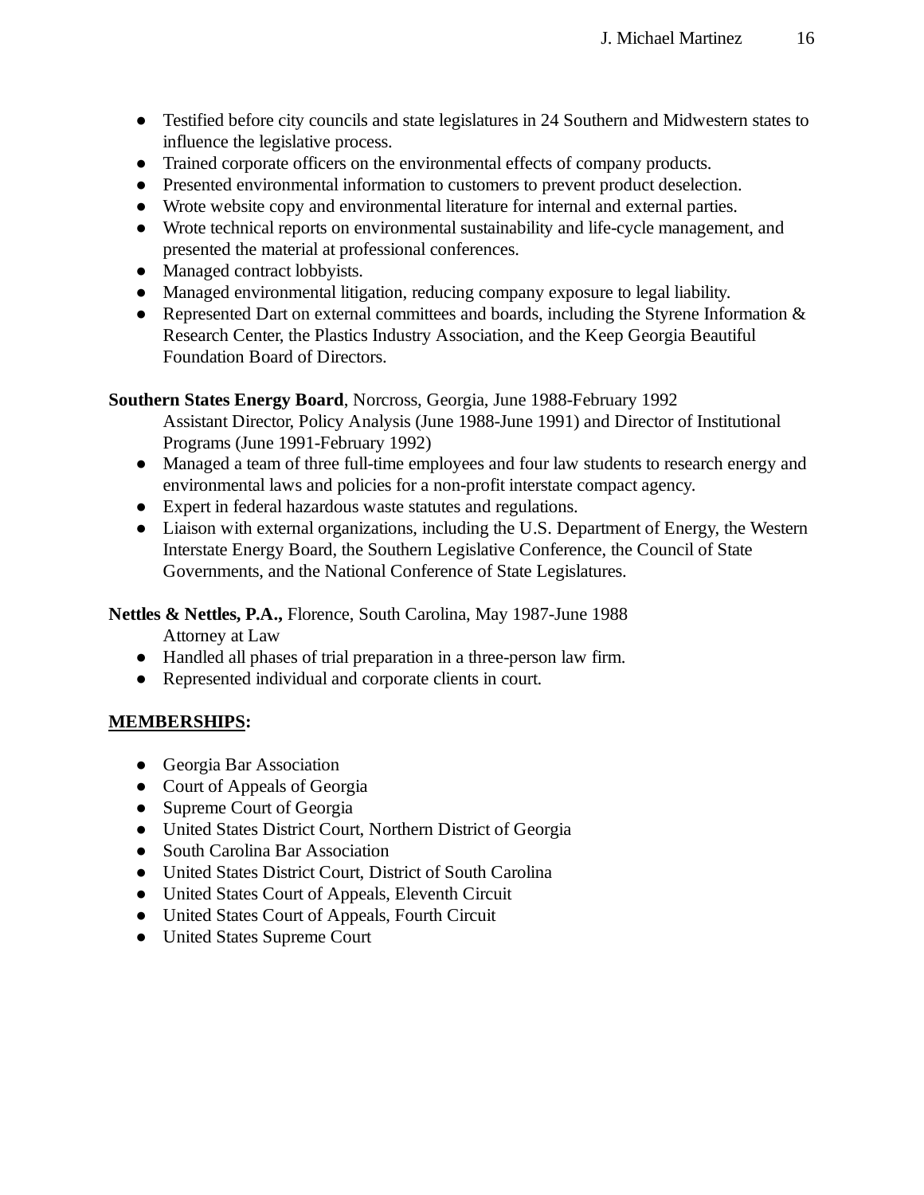- Testified before city councils and state legislatures in 24 Southern and Midwestern states to influence the legislative process.
- Trained corporate officers on the environmental effects of company products.
- Presented environmental information to customers to prevent product deselection.
- Wrote website copy and environmental literature for internal and external parties.
- Wrote technical reports on environmental sustainability and life-cycle management, and presented the material at professional conferences.
- Managed contract lobbyists.
- Managed environmental litigation, reducing company exposure to legal liability.
- Represented Dart on external committees and boards, including the Styrene Information & Research Center, the Plastics Industry Association, and the Keep Georgia Beautiful Foundation Board of Directors.

**Southern States Energy Board**, Norcross, Georgia, June 1988-February 1992

Assistant Director, Policy Analysis (June 1988-June 1991) and Director of Institutional Programs (June 1991-February 1992)

- Managed a team of three full-time employees and four law students to research energy and environmental laws and policies for a non-profit interstate compact agency.
- Expert in federal hazardous waste statutes and regulations.
- Liaison with external organizations, including the U.S. Department of Energy, the Western Interstate Energy Board, the Southern Legislative Conference, the Council of State Governments, and the National Conference of State Legislatures.

**Nettles & Nettles, P.A.,** Florence, South Carolina, May 1987-June 1988

Attorney at Law

- Handled all phases of trial preparation in a three-person law firm.
- Represented individual and corporate clients in court.

## MEMBERSHIPS:

- Georgia Bar Association
- Court of Appeals of Georgia
- Supreme Court of Georgia
- United States District Court, Northern District of Georgia
- South Carolina Bar Association
- United States District Court, District of South Carolina
- United States Court of Appeals, Eleventh Circuit
- United States Court of Appeals, Fourth Circuit
- United States Supreme Court